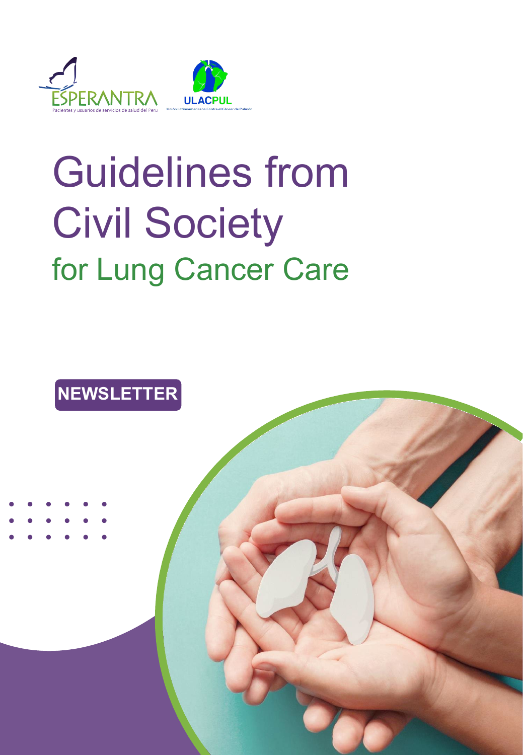ESPERANTRA
Pacientes y usuarios de servicios de salud del Perú

ULACPUL
Unión Latinoamericana Contra el Cáncer de Pulmón

# Guidelines from Civil Society

## for Lung Cancer Care

**NEWSLETTER**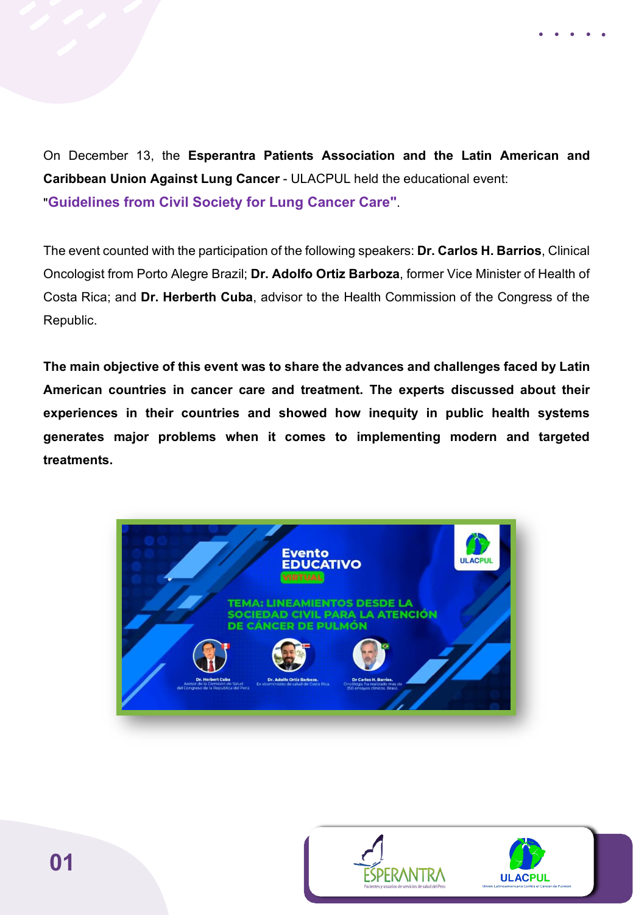On December 13, the **Esperantra Patients Association and the Latin American and Caribbean Union Against Lung Cancer** - ULACPUL held the educational event: "**Guidelines from Civil Society for Lung Cancer Care"**.

The event counted with the participation of the following speakers: **Dr. Carlos H. Barrios**, Clinical Oncologist from Porto Alegre Brazil; **Dr. Adolfo Ortiz Barboza**, former Vice Minister of Health of Costa Rica; and **Dr. Herberth Cuba**, advisor to the Health Commission of the Congress of the Republic.

**The main objective of this event was to share the advances and challenges faced by Latin American countries in cancer care and treatment. The experts discussed about their experiences in their countries and showed how inequity in public health systems generates major problems when it comes to implementing modern and targeted treatments.**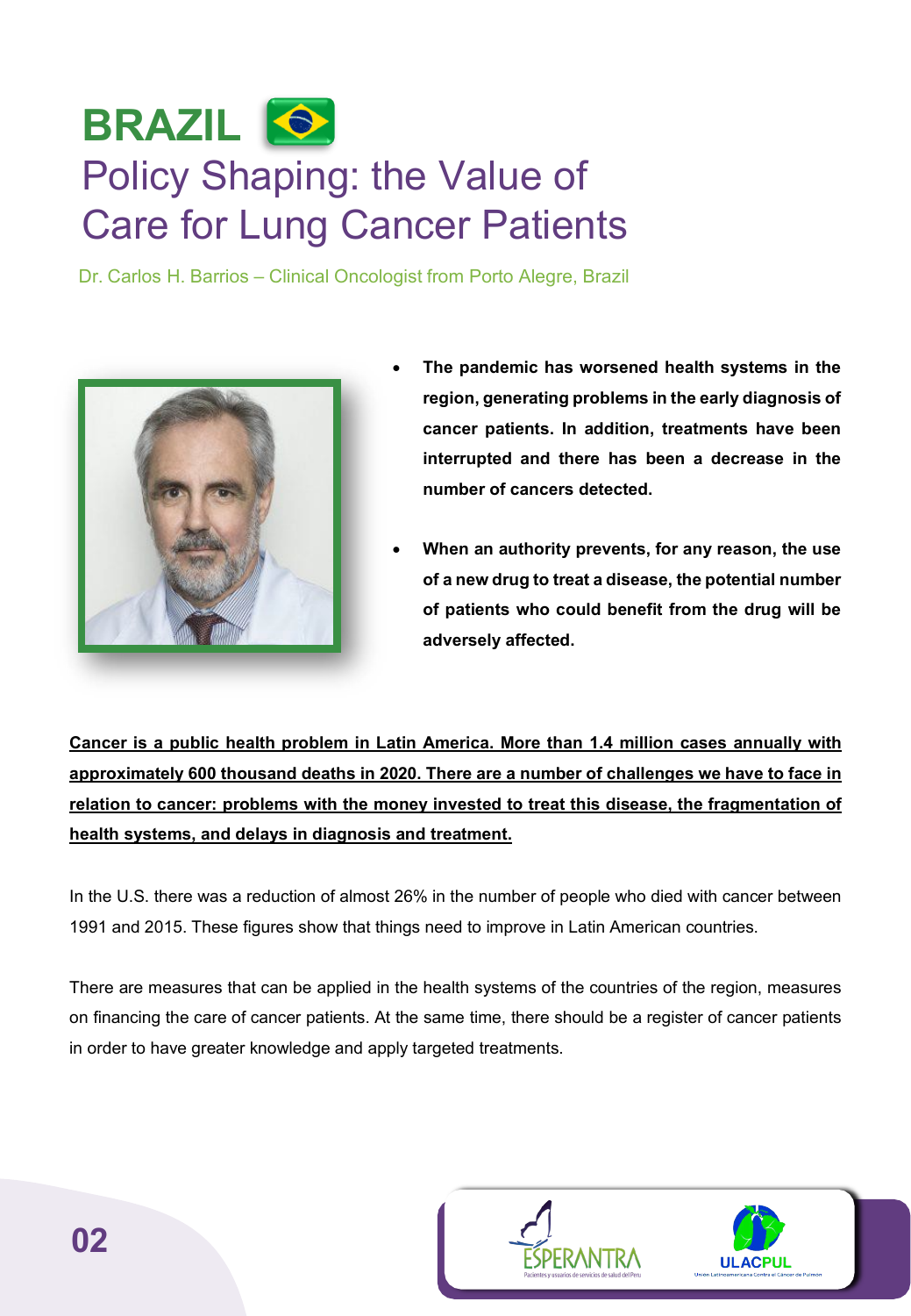# BRAZIL

## Policy Shaping: the Value of Care for Lung Cancer Patients

Dr. Carlos H. Barrios – Clinical Oncologist from Porto Alegre, Brazil

- **The pandemic has worsened health systems in the region, generating problems in the early diagnosis of cancer patients. In addition, treatments have been interrupted and there has been a decrease in the number of cancers detected.**
- **When an authority prevents, for any reason, the use of a new drug to treat a disease, the potential number of patients who could benefit from the drug will be adversely affected.**

**Cancer is a public health problem in Latin America. More than 1.4 million cases annually with approximately 600 thousand deaths in 2020. There are a number of challenges we have to face in relation to cancer: problems with the money invested to treat this disease, the fragmentation of health systems, and delays in diagnosis and treatment.**

In the U.S. there was a reduction of almost 26% in the number of people who died with cancer between 1991 and 2015. These figures show that things need to improve in Latin American countries.

There are measures that can be applied in the health systems of the countries of the region, measures on financing the care of cancer patients. At the same time, there should be a register of cancer patients in order to have greater knowledge and apply targeted treatments.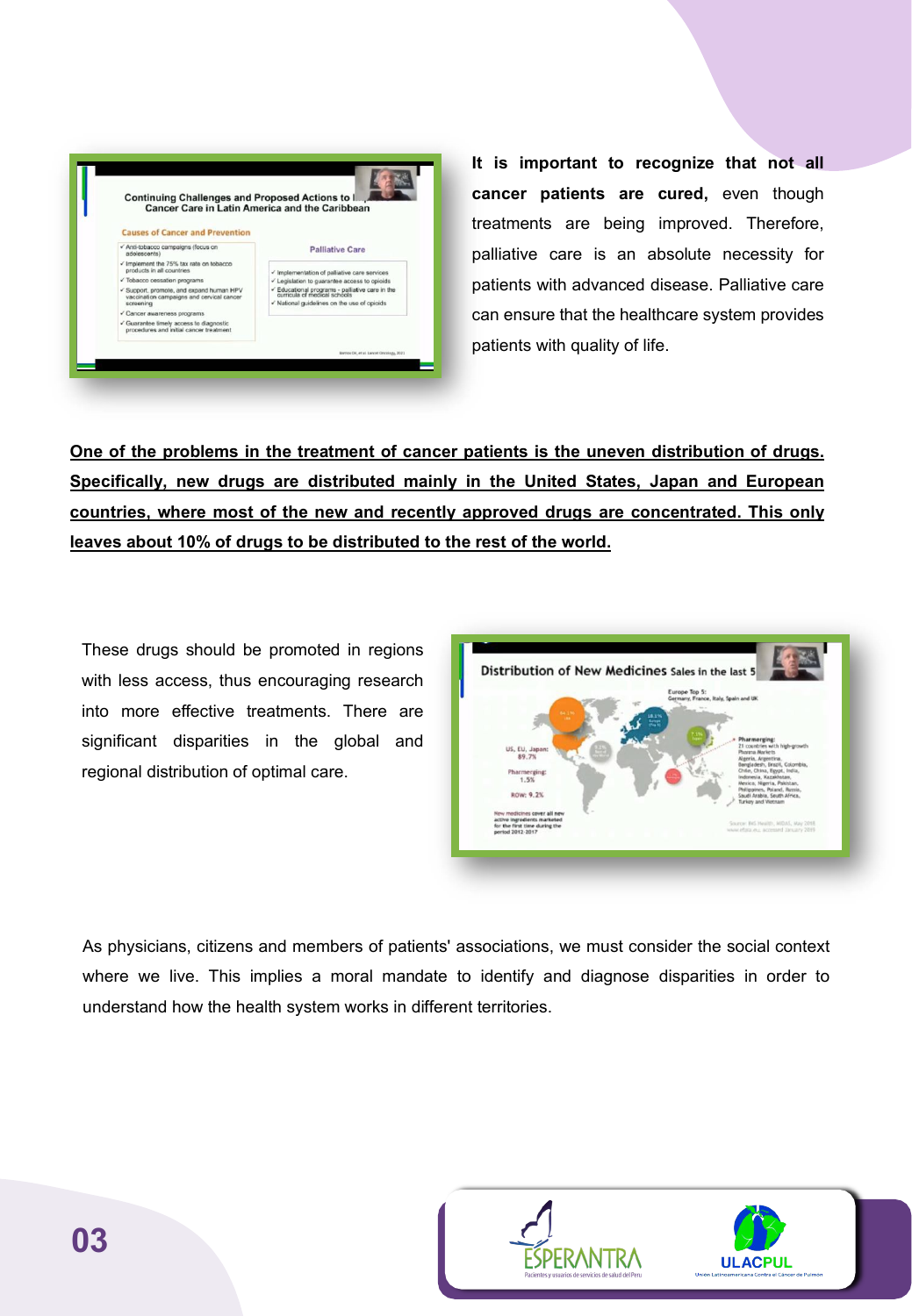**It is important to recognize that not all cancer patients are cured,** even though treatments are being improved. Therefore, palliative care is an absolute necessity for patients with advanced disease. Palliative care can ensure that the healthcare system provides patients with quality of life.

**One of the problems in the treatment of cancer patients is the uneven distribution of drugs. Specifically, new drugs are distributed mainly in the United States, Japan and European countries, where most of the new and recently approved drugs are concentrated. This only leaves about 10% of drugs to be distributed to the rest of the world.**

These drugs should be promoted in regions with less access, thus encouraging research into more effective treatments. There are significant disparities in the global and regional distribution of optimal care.

As physicians, citizens and members of patients' associations, we must consider the social context where we live. This implies a moral mandate to identify and diagnose disparities in order to understand how the health system works in different territories.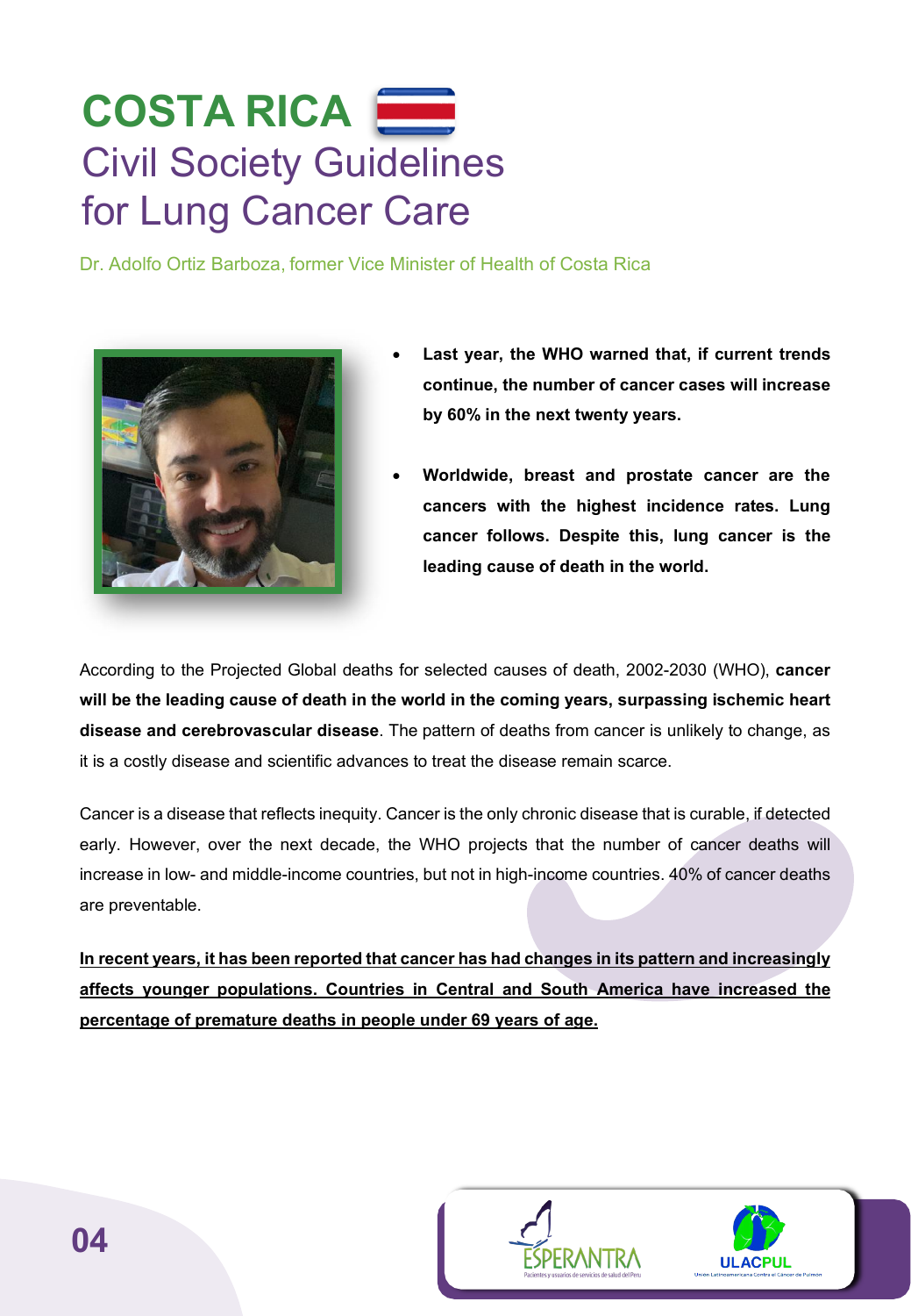# COSTA RICA

## Civil Society Guidelines for Lung Cancer Care

Dr. Adolfo Ortiz Barboza, former Vice Minister of Health of Costa Rica

- **Last year, the WHO warned that, if current trends continue, the number of cancer cases will increase by 60% in the next twenty years.**
- **Worldwide, breast and prostate cancer are the cancers with the highest incidence rates. Lung cancer follows. Despite this, lung cancer is the leading cause of death in the world.**

According to the Projected Global deaths for selected causes of death, 2002-2030 (WHO), **cancer will be the leading cause of death in the world in the coming years, surpassing ischemic heart disease and cerebrovascular disease**. The pattern of deaths from cancer is unlikely to change, as it is a costly disease and scientific advances to treat the disease remain scarce.

Cancer is a disease that reflects inequity. Cancer is the only chronic disease that is curable, if detected early. However, over the next decade, the WHO projects that the number of cancer deaths will increase in low- and middle-income countries, but not in high-income countries. 40% of cancer deaths are preventable.

**In recent years, it has been reported that cancer has had changes in its pattern and increasingly affects younger populations. Countries in Central and South America have increased the percentage of premature deaths in people under 69 years of age.**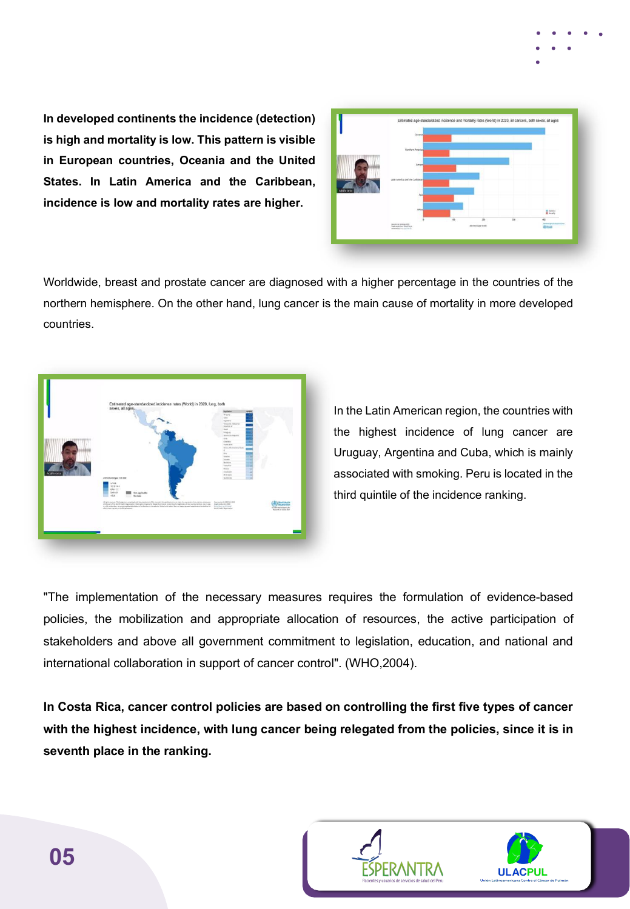**In developed continents the incidence (detection) is high and mortality is low. This pattern is visible in European countries, Oceania and the United States. In Latin America and the Caribbean, incidence is low and mortality rates are higher.**

Worldwide, breast and prostate cancer are diagnosed with a higher percentage in the countries of the northern hemisphere. On the other hand, lung cancer is the main cause of mortality in more developed countries.

In the Latin American region, the countries with the highest incidence of lung cancer are Uruguay, Argentina and Cuba, which is mainly associated with smoking. Peru is located in the third quintile of the incidence ranking.

"The implementation of the necessary measures requires the formulation of evidence-based policies, the mobilization and appropriate allocation of resources, the active participation of stakeholders and above all government commitment to legislation, education, and national and international collaboration in support of cancer control". (WHO,2004).

**In Costa Rica, cancer control policies are based on controlling the first five types of cancer with the highest incidence, with lung cancer being relegated from the policies, since it is in seventh place in the ranking.**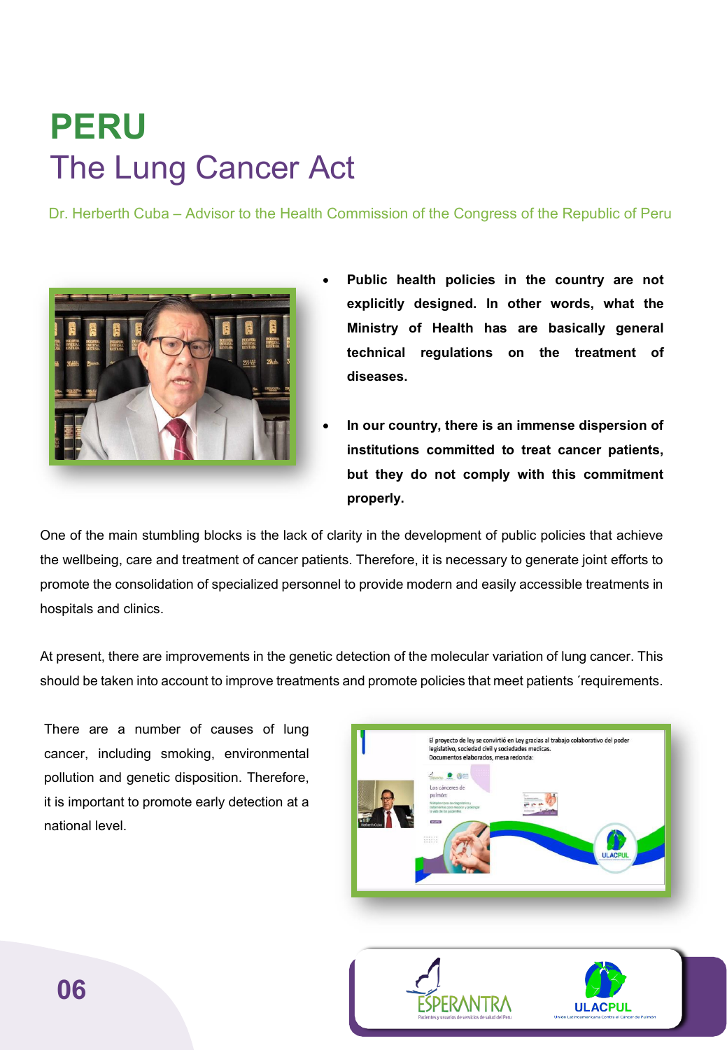# PERU

## The Lung Cancer Act

Dr. Herberth Cuba – Advisor to the Health Commission of the Congress of the Republic of Peru

- **Public health policies in the country are not explicitly designed. In other words, what the Ministry of Health has are basically general technical regulations on the treatment of diseases.**
- **In our country, there is an immense dispersion of institutions committed to treat cancer patients, but they do not comply with this commitment properly.**

One of the main stumbling blocks is the lack of clarity in the development of public policies that achieve the wellbeing, care and treatment of cancer patients. Therefore, it is necessary to generate joint efforts to promote the consolidation of specialized personnel to provide modern and easily accessible treatments in hospitals and clinics.

At present, there are improvements in the genetic detection of the molecular variation of lung cancer. This should be taken into account to improve treatments and promote policies that meet patients ´requirements.

There are a number of causes of lung cancer, including smoking, environmental pollution and genetic disposition. Therefore, it is important to promote early detection at a national level.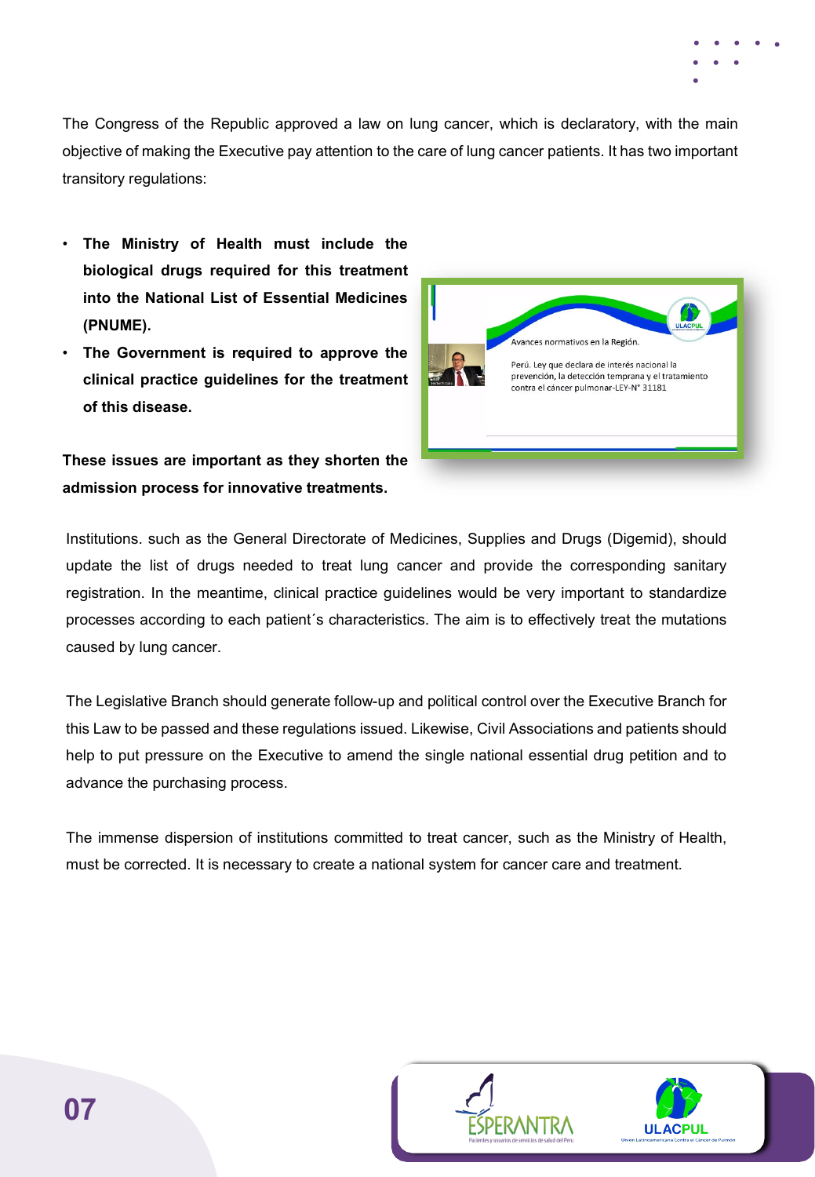The Congress of the Republic approved a law on lung cancer, which is declaratory, with the main objective of making the Executive pay attention to the care of lung cancer patients. It has two important transitory regulations:

- **The Ministry of Health must include the biological drugs required for this treatment into the National List of Essential Medicines (PNUME).**
- **The Government is required to approve the clinical practice guidelines for the treatment of this disease.**

**These issues are important as they shorten the admission process for innovative treatments.**

Institutions. such as the General Directorate of Medicines, Supplies and Drugs (Digemid), should update the list of drugs needed to treat lung cancer and provide the corresponding sanitary registration. In the meantime, clinical practice guidelines would be very important to standardize processes according to each patient´s characteristics. The aim is to effectively treat the mutations caused by lung cancer.

The Legislative Branch should generate follow-up and political control over the Executive Branch for this Law to be passed and these regulations issued. Likewise, Civil Associations and patients should help to put pressure on the Executive to amend the single national essential drug petition and to advance the purchasing process.

The immense dispersion of institutions committed to treat cancer, such as the Ministry of Health, must be corrected. It is necessary to create a national system for cancer care and treatment.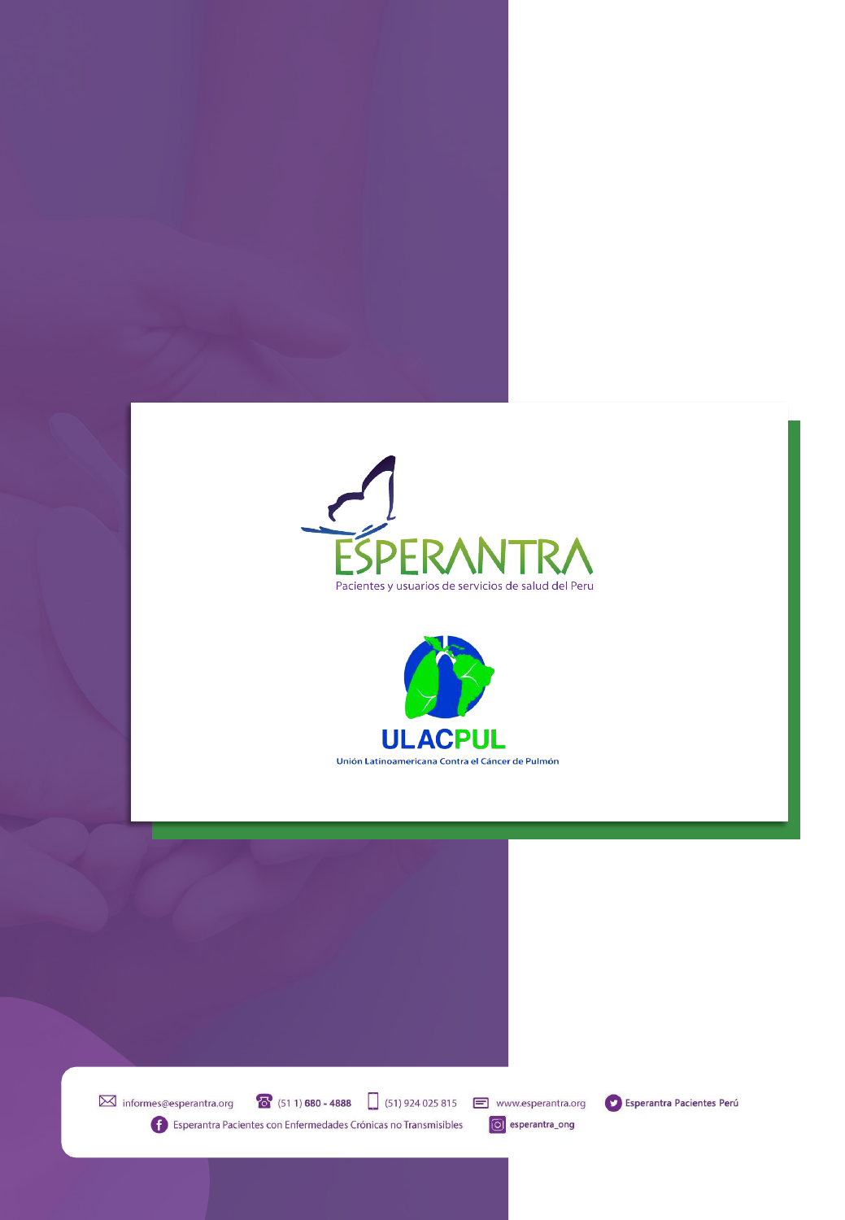ESPERANTRA

Pacientes y usuarios de servicios de salud del Peru

ULACPUL

Unión Latinoamericana Contra el Cáncer de Pulmón

informes@esperantra.org (51 1) 680 - 4888 (51) 924 025 815 www.esperantra.org Esperantra Pacientes Perú

Esperantra Pacientes con Enfermedades Crónicas no Transmisibles esperantra_ong